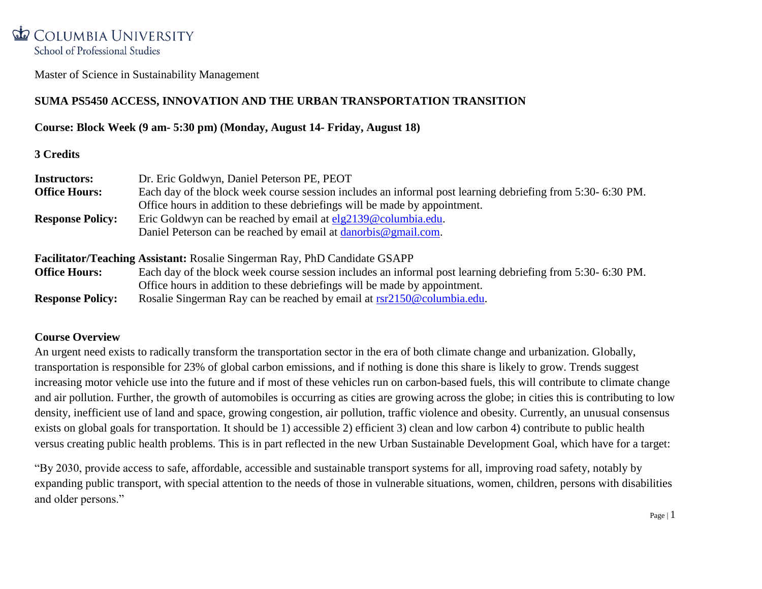COLUMBIA UNIVERSITY
School of Professional Studies

Master of Science in Sustainability Management

**SUMA PS5450 ACCESS, INNOVATION AND THE URBAN TRANSPORTATION TRANSITION**

**Course: Block Week (9 am- 5:30 pm) (Monday, August 14- Friday, August 18)**

**3 Credits**

**Instructors:** Dr. Eric Goldwyn, Daniel Peterson PE, PEOT

**Office Hours:** Each day of the block week course session includes an informal post learning debriefing from 5:30- 6:30 PM. Office hours in addition to these debriefings will be made by appointment.

**Response Policy:** Eric Goldwyn can be reached by email at elg2139@columbia.edu. Daniel Peterson can be reached by email at danorbis@gmail.com.

**Facilitator/Teaching Assistant:** Rosalie Singerman Ray, PhD Candidate GSAPP

**Office Hours:** Each day of the block week course session includes an informal post learning debriefing from 5:30- 6:30 PM. Office hours in addition to these debriefings will be made by appointment.

**Response Policy:** Rosalie Singerman Ray can be reached by email at rsr2150@columbia.edu.

**Course Overview**

An urgent need exists to radically transform the transportation sector in the era of both climate change and urbanization. Globally, transportation is responsible for 23% of global carbon emissions, and if nothing is done this share is likely to grow. Trends suggest increasing motor vehicle use into the future and if most of these vehicles run on carbon-based fuels, this will contribute to climate change and air pollution. Further, the growth of automobiles is occurring as cities are growing across the globe; in cities this is contributing to low density, inefficient use of land and space, growing congestion, air pollution, traffic violence and obesity. Currently, an unusual consensus exists on global goals for transportation. It should be 1) accessible 2) efficient 3) clean and low carbon 4) contribute to public health versus creating public health problems. This is in part reflected in the new Urban Sustainable Development Goal, which have for a target:

"By 2030, provide access to safe, affordable, accessible and sustainable transport systems for all, improving road safety, notably by expanding public transport, with special attention to the needs of those in vulnerable situations, women, children, persons with disabilities and older persons."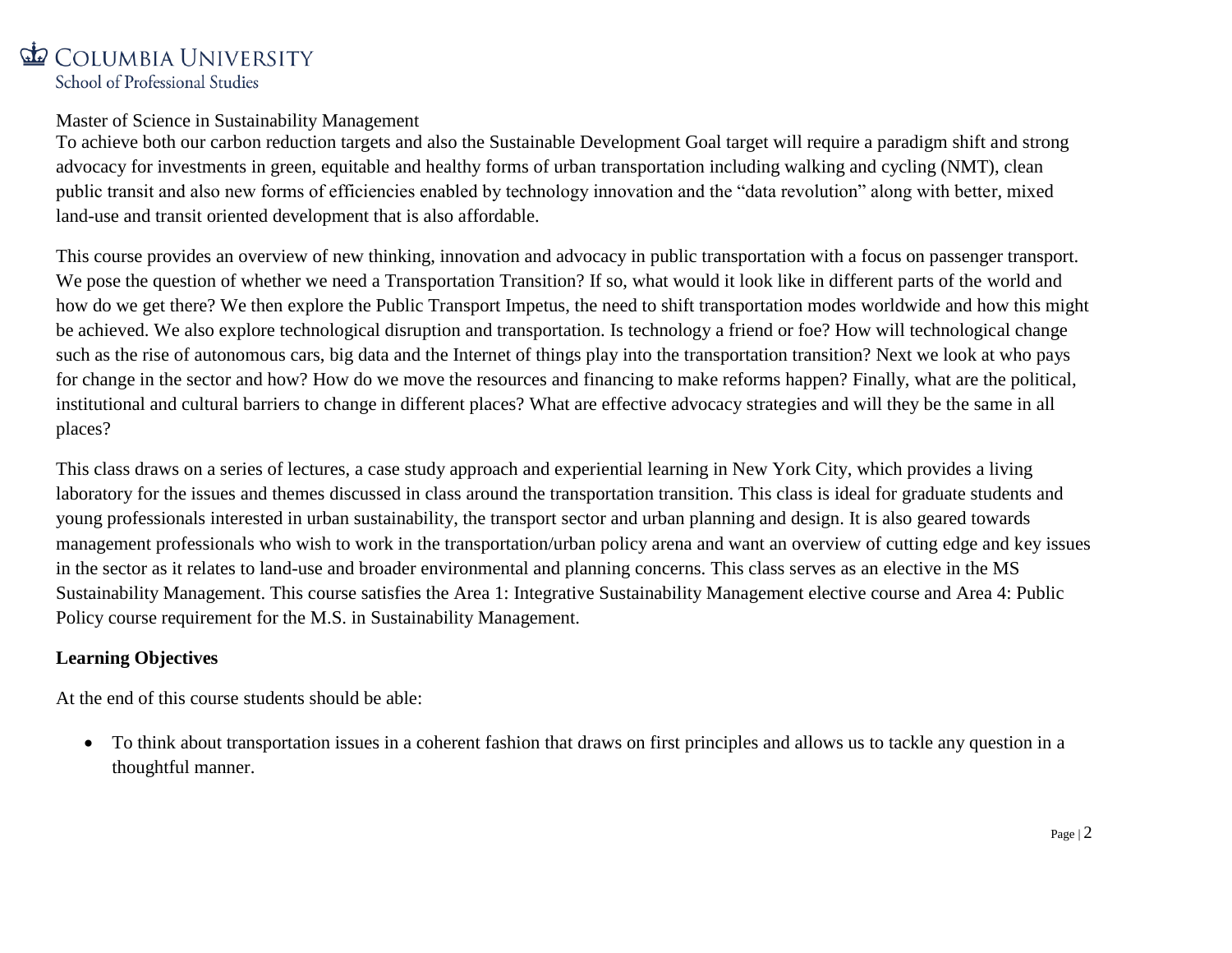To achieve both our carbon reduction targets and also the Sustainable Development Goal target will require a paradigm shift and strong advocacy for investments in green, equitable and healthy forms of urban transportation including walking and cycling (NMT), clean public transit and also new forms of efficiencies enabled by technology innovation and the "data revolution" along with better, mixed land-use and transit oriented development that is also affordable.

This course provides an overview of new thinking, innovation and advocacy in public transportation with a focus on passenger transport. We pose the question of whether we need a Transportation Transition? If so, what would it look like in different parts of the world and how do we get there? We then explore the Public Transport Impetus, the need to shift transportation modes worldwide and how this might be achieved. We also explore technological disruption and transportation. Is technology a friend or foe? How will technological change such as the rise of autonomous cars, big data and the Internet of things play into the transportation transition? Next we look at who pays for change in the sector and how? How do we move the resources and financing to make reforms happen? Finally, what are the political, institutional and cultural barriers to change in different places? What are effective advocacy strategies and will they be the same in all places?

This class draws on a series of lectures, a case study approach and experiential learning in New York City, which provides a living laboratory for the issues and themes discussed in class around the transportation transition. This class is ideal for graduate students and young professionals interested in urban sustainability, the transport sector and urban planning and design. It is also geared towards management professionals who wish to work in the transportation/urban policy arena and want an overview of cutting edge and key issues in the sector as it relates to land-use and broader environmental and planning concerns. This class serves as an elective in the MS Sustainability Management. This course satisfies the Area 1: Integrative Sustainability Management elective course and Area 4: Public Policy course requirement for the M.S. in Sustainability Management.

**Learning Objectives**

At the end of this course students should be able:

- To think about transportation issues in a coherent fashion that draws on first principles and allows us to tackle any question in a thoughtful manner.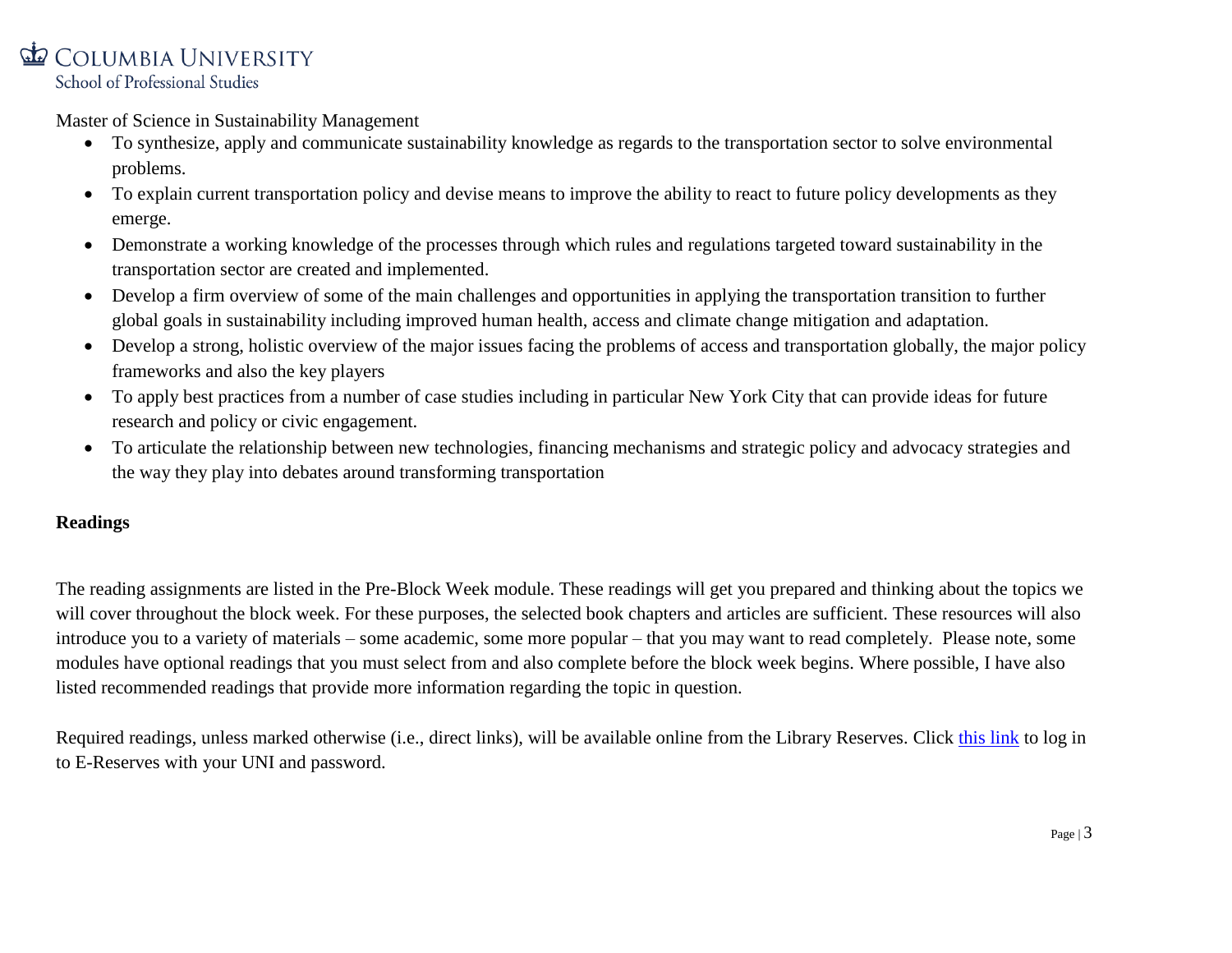- To synthesize, apply and communicate sustainability knowledge as regards to the transportation sector to solve environmental problems.
- To explain current transportation policy and devise means to improve the ability to react to future policy developments as they emerge.
- Demonstrate a working knowledge of the processes through which rules and regulations targeted toward sustainability in the transportation sector are created and implemented.
- Develop a firm overview of some of the main challenges and opportunities in applying the transportation transition to further global goals in sustainability including improved human health, access and climate change mitigation and adaptation.
- Develop a strong, holistic overview of the major issues facing the problems of access and transportation globally, the major policy frameworks and also the key players
- To apply best practices from a number of case studies including in particular New York City that can provide ideas for future research and policy or civic engagement.
- To articulate the relationship between new technologies, financing mechanisms and strategic policy and advocacy strategies and the way they play into debates around transforming transportation

**Readings**

The reading assignments are listed in the Pre-Block Week module. These readings will get you prepared and thinking about the topics we will cover throughout the block week. For these purposes, the selected book chapters and articles are sufficient. These resources will also introduce you to a variety of materials – some academic, some more popular – that you may want to read completely. Please note, some modules have optional readings that you must select from and also complete before the block week begins. Where possible, I have also listed recommended readings that provide more information regarding the topic in question.

Required readings, unless marked otherwise (i.e., direct links), will be available online from the Library Reserves. Click this link to log in to E-Reserves with your UNI and password.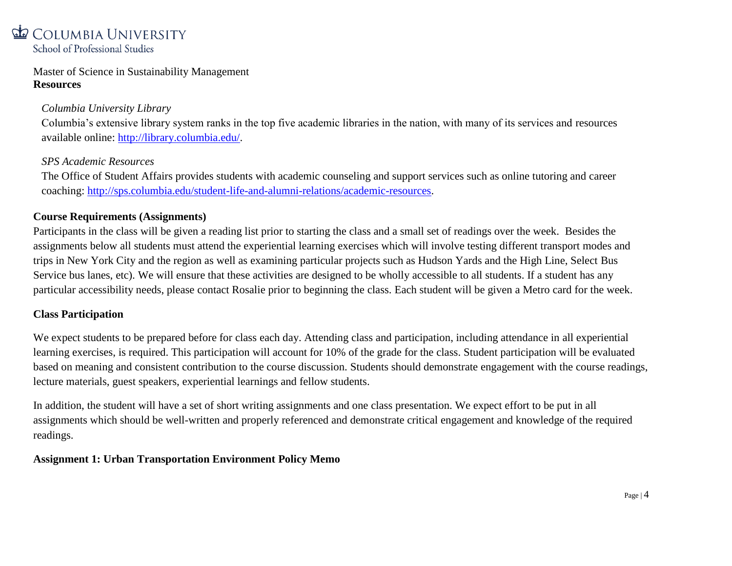Master of Science in Sustainability Management

**Resources**

*Columbia University Library*

Columbia's extensive library system ranks in the top five academic libraries in the nation, with many of its services and resources available online: [http://library.columbia.edu/](http://library.columbia.edu/).

*SPS Academic Resources*

The Office of Student Affairs provides students with academic counseling and support services such as online tutoring and career coaching: [http://sps.columbia.edu/student-life-and-alumni-relations/academic-resources](http://sps.columbia.edu/student-life-and-alumni-relations/academic-resources).

**Course Requirements (Assignments)**

Participants in the class will be given a reading list prior to starting the class and a small set of readings over the week. Besides the assignments below all students must attend the experiential learning exercises which will involve testing different transport modes and trips in New York City and the region as well as examining particular projects such as Hudson Yards and the High Line, Select Bus Service bus lanes, etc). We will ensure that these activities are designed to be wholly accessible to all students. If a student has any particular accessibility needs, please contact Rosalie prior to beginning the class. Each student will be given a Metro card for the week.

**Class Participation**

We expect students to be prepared before for class each day. Attending class and participation, including attendance in all experiential learning exercises, is required. This participation will account for 10% of the grade for the class. Student participation will be evaluated based on meaning and consistent contribution to the course discussion. Students should demonstrate engagement with the course readings, lecture materials, guest speakers, experiential learnings and fellow students.

In addition, the student will have a set of short writing assignments and one class presentation. We expect effort to be put in all assignments which should be well-written and properly referenced and demonstrate critical engagement and knowledge of the required readings.

**Assignment 1: Urban Transportation Environment Policy Memo**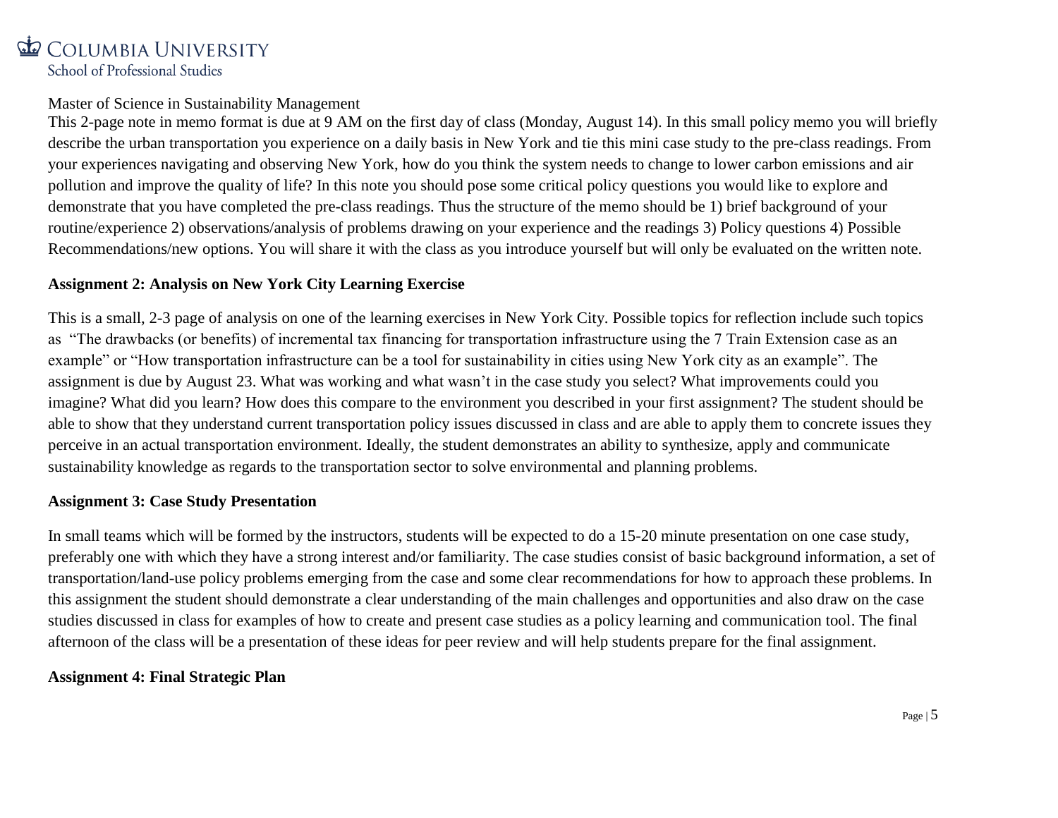This 2-page note in memo format is due at 9 AM on the first day of class (Monday, August 14). In this small policy memo you will briefly describe the urban transportation you experience on a daily basis in New York and tie this mini case study to the pre-class readings. From your experiences navigating and observing New York, how do you think the system needs to change to lower carbon emissions and air pollution and improve the quality of life? In this note you should pose some critical policy questions you would like to explore and demonstrate that you have completed the pre-class readings. Thus the structure of the memo should be 1) brief background of your routine/experience 2) observations/analysis of problems drawing on your experience and the readings 3) Policy questions 4) Possible Recommendations/new options. You will share it with the class as you introduce yourself but will only be evaluated on the written note.

**Assignment 2: Analysis on New York City Learning Exercise**

This is a small, 2-3 page of analysis on one of the learning exercises in New York City. Possible topics for reflection include such topics as "The drawbacks (or benefits) of incremental tax financing for transportation infrastructure using the 7 Train Extension case as an example" or "How transportation infrastructure can be a tool for sustainability in cities using New York city as an example". The assignment is due by August 23. What was working and what wasn't in the case study you select? What improvements could you imagine? What did you learn? How does this compare to the environment you described in your first assignment? The student should be able to show that they understand current transportation policy issues discussed in class and are able to apply them to concrete issues they perceive in an actual transportation environment. Ideally, the student demonstrates an ability to synthesize, apply and communicate sustainability knowledge as regards to the transportation sector to solve environmental and planning problems.

**Assignment 3: Case Study Presentation**

In small teams which will be formed by the instructors, students will be expected to do a 15-20 minute presentation on one case study, preferably one with which they have a strong interest and/or familiarity. The case studies consist of basic background information, a set of transportation/land-use policy problems emerging from the case and some clear recommendations for how to approach these problems. In this assignment the student should demonstrate a clear understanding of the main challenges and opportunities and also draw on the case studies discussed in class for examples of how to create and present case studies as a policy learning and communication tool. The final afternoon of the class will be a presentation of these ideas for peer review and will help students prepare for the final assignment.

**Assignment 4: Final Strategic Plan**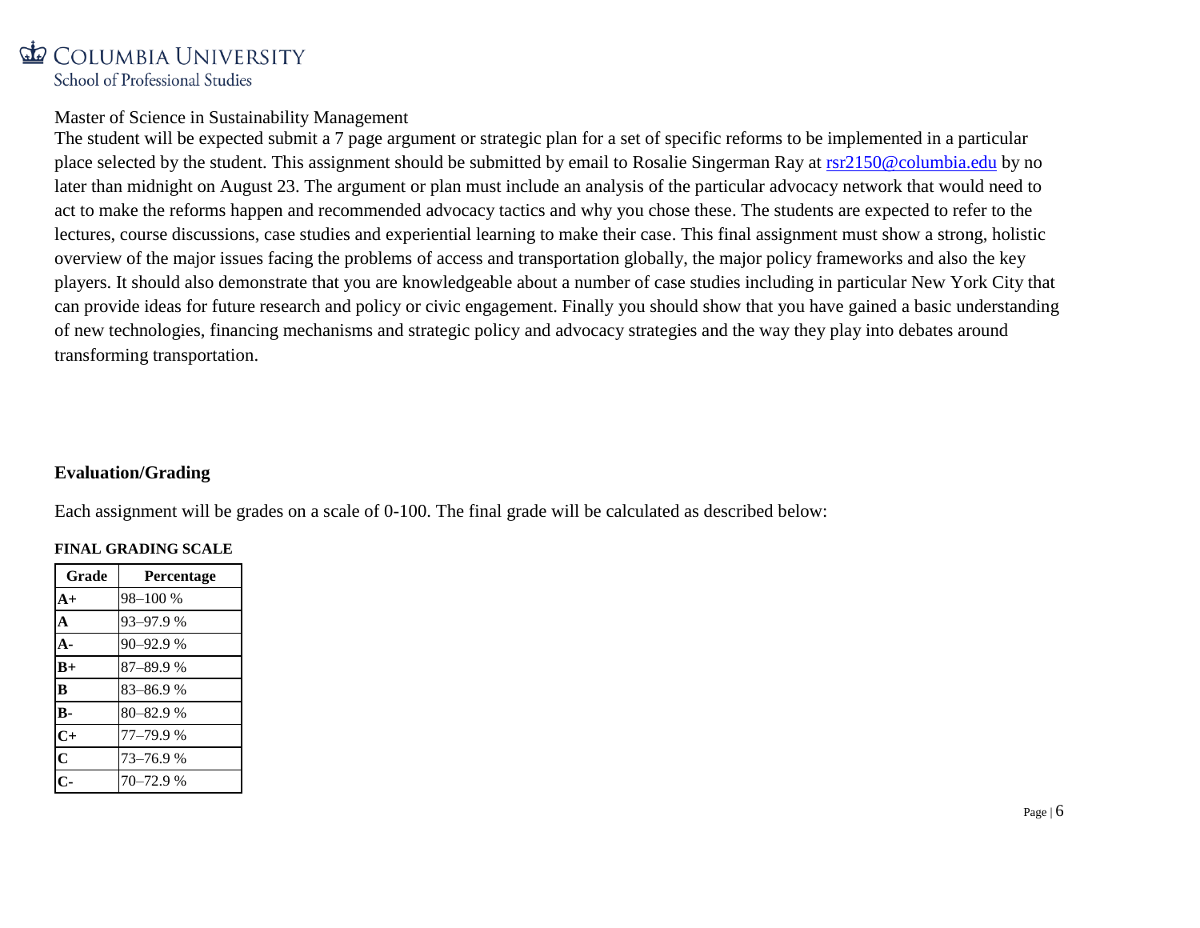Master of Science in Sustainability Management

The student will be expected submit a 7 page argument or strategic plan for a set of specific reforms to be implemented in a particular place selected by the student. This assignment should be submitted by email to Rosalie Singerman Ray at rsr2150@columbia.edu by no later than midnight on August 23. The argument or plan must include an analysis of the particular advocacy network that would need to act to make the reforms happen and recommended advocacy tactics and why you chose these. The students are expected to refer to the lectures, course discussions, case studies and experiential learning to make their case. This final assignment must show a strong, holistic overview of the major issues facing the problems of access and transportation globally, the major policy frameworks and also the key players. It should also demonstrate that you are knowledgeable about a number of case studies including in particular New York City that can provide ideas for future research and policy or civic engagement. Finally you should show that you have gained a basic understanding of new technologies, financing mechanisms and strategic policy and advocacy strategies and the way they play into debates around transforming transportation.

## Evaluation/Grading

Each assignment will be grades on a scale of 0-100. The final grade will be calculated as described below:

**FINAL GRADING SCALE**

| Grade | Percentage |
|---|---|
| **A+** | 98–100 % |
| **A** | 93–97.9 % |
| **A-** | 90–92.9 % |
| **B+** | 87–89.9 % |
| **B** | 83–86.9 % |
| **B-** | 80–82.9 % |
| **C+** | 77–79.9 % |
| **C** | 73–76.9 % |
| **C-** | 70–72.9 % |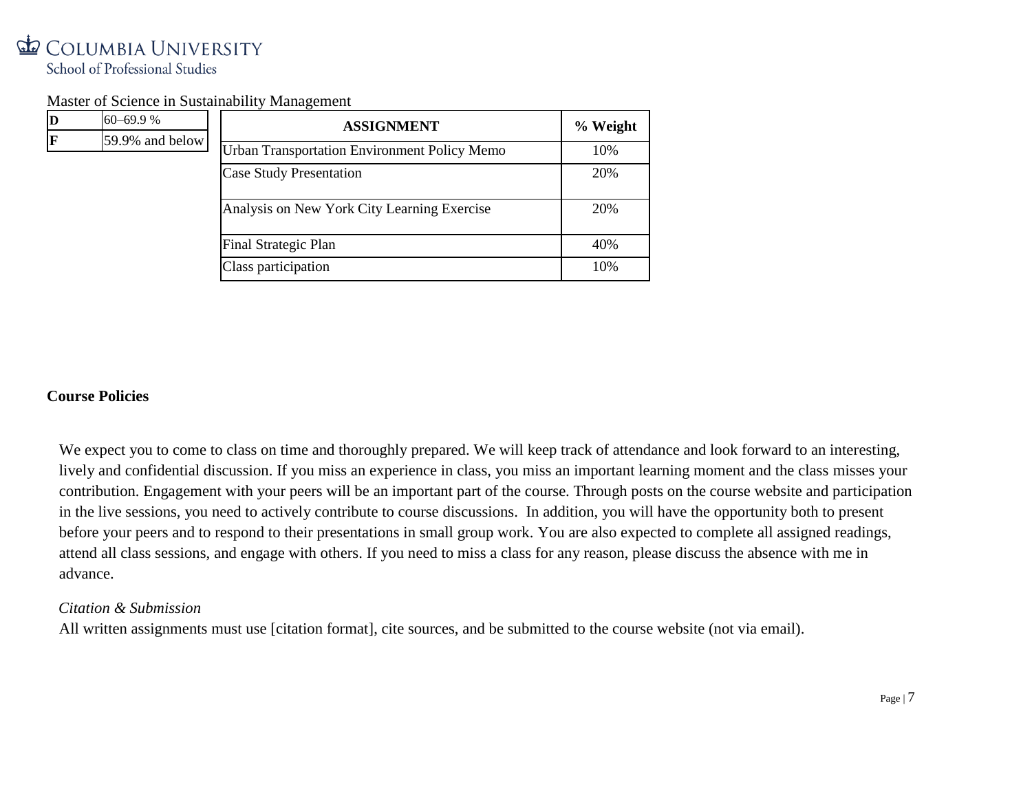| D | 60–69.9 % |
|---|---|
| F | 59.9% and below |

| ASSIGNMENT | % Weight |
|---|---|
| Urban Transportation Environment Policy Memo | 10% |
| Case Study Presentation | 20% |
| Analysis on New York City Learning Exercise | 20% |
| Final Strategic Plan | 40% |
| Class participation | 10% |

## Course Policies

We expect you to come to class on time and thoroughly prepared. We will keep track of attendance and look forward to an interesting, lively and confidential discussion. If you miss an experience in class, you miss an important learning moment and the class misses your contribution. Engagement with your peers will be an important part of the course. Through posts on the course website and participation in the live sessions, you need to actively contribute to course discussions. In addition, you will have the opportunity both to present before your peers and to respond to their presentations in small group work. You are also expected to complete all assigned readings, attend all class sessions, and engage with others. If you need to miss a class for any reason, please discuss the absence with me in advance.

*Citation & Submission*

All written assignments must use [citation format], cite sources, and be submitted to the course website (not via email).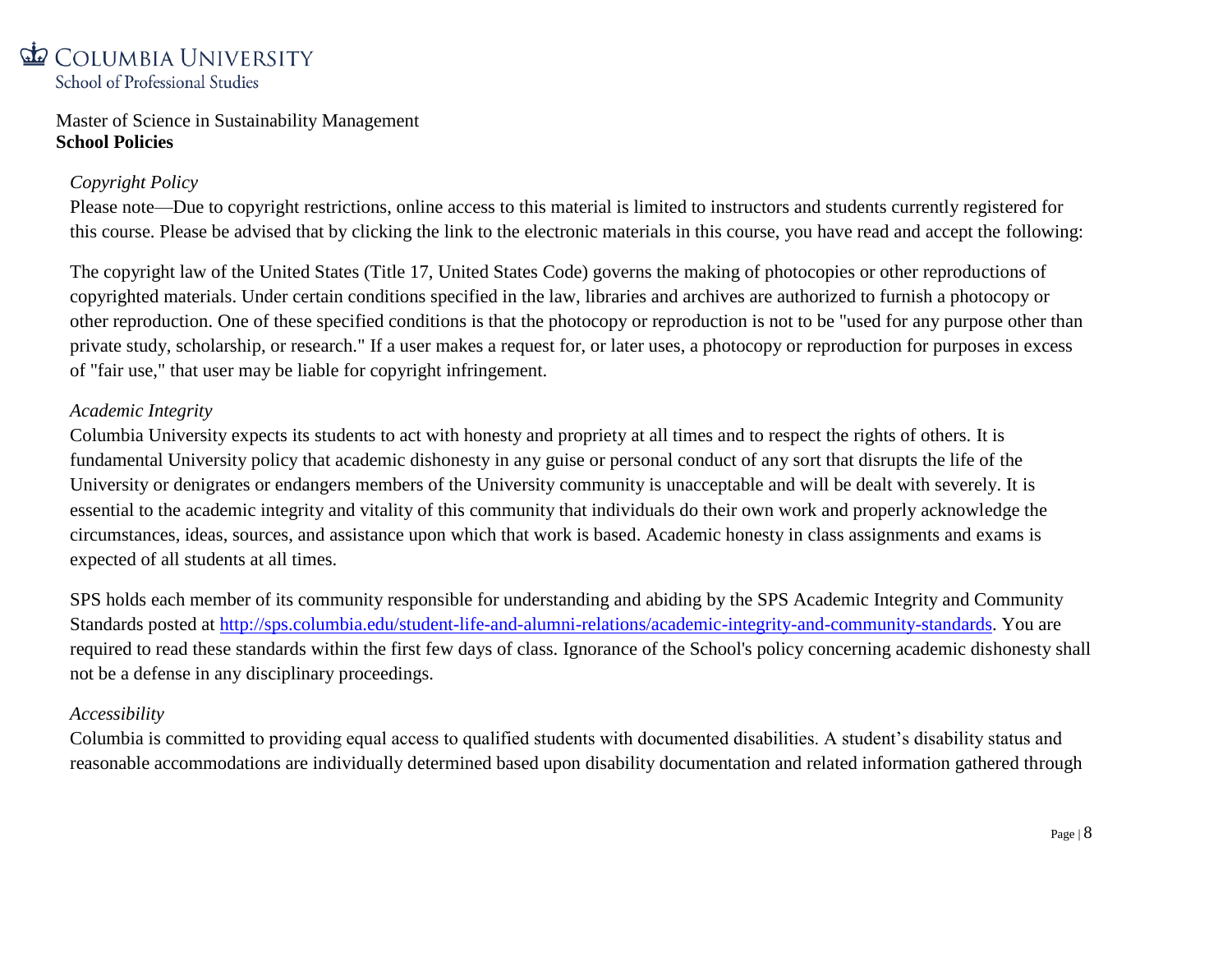Master of Science in Sustainability Management
**School Policies**

*Copyright Policy*
Please note—Due to copyright restrictions, online access to this material is limited to instructors and students currently registered for this course. Please be advised that by clicking the link to the electronic materials in this course, you have read and accept the following:

The copyright law of the United States (Title 17, United States Code) governs the making of photocopies or other reproductions of copyrighted materials. Under certain conditions specified in the law, libraries and archives are authorized to furnish a photocopy or other reproduction. One of these specified conditions is that the photocopy or reproduction is not to be "used for any purpose other than private study, scholarship, or research." If a user makes a request for, or later uses, a photocopy or reproduction for purposes in excess of "fair use," that user may be liable for copyright infringement.

*Academic Integrity*
Columbia University expects its students to act with honesty and propriety at all times and to respect the rights of others. It is fundamental University policy that academic dishonesty in any guise or personal conduct of any sort that disrupts the life of the University or denigrates or endangers members of the University community is unacceptable and will be dealt with severely. It is essential to the academic integrity and vitality of this community that individuals do their own work and properly acknowledge the circumstances, ideas, sources, and assistance upon which that work is based. Academic honesty in class assignments and exams is expected of all students at all times.

SPS holds each member of its community responsible for understanding and abiding by the SPS Academic Integrity and Community Standards posted at [http://sps.columbia.edu/student-life-and-alumni-relations/academic-integrity-and-community-standards](http://sps.columbia.edu/student-life-and-alumni-relations/academic-integrity-and-community-standards). You are required to read these standards within the first few days of class. Ignorance of the School's policy concerning academic dishonesty shall not be a defense in any disciplinary proceedings.

*Accessibility*
Columbia is committed to providing equal access to qualified students with documented disabilities. A student's disability status and reasonable accommodations are individually determined based upon disability documentation and related information gathered through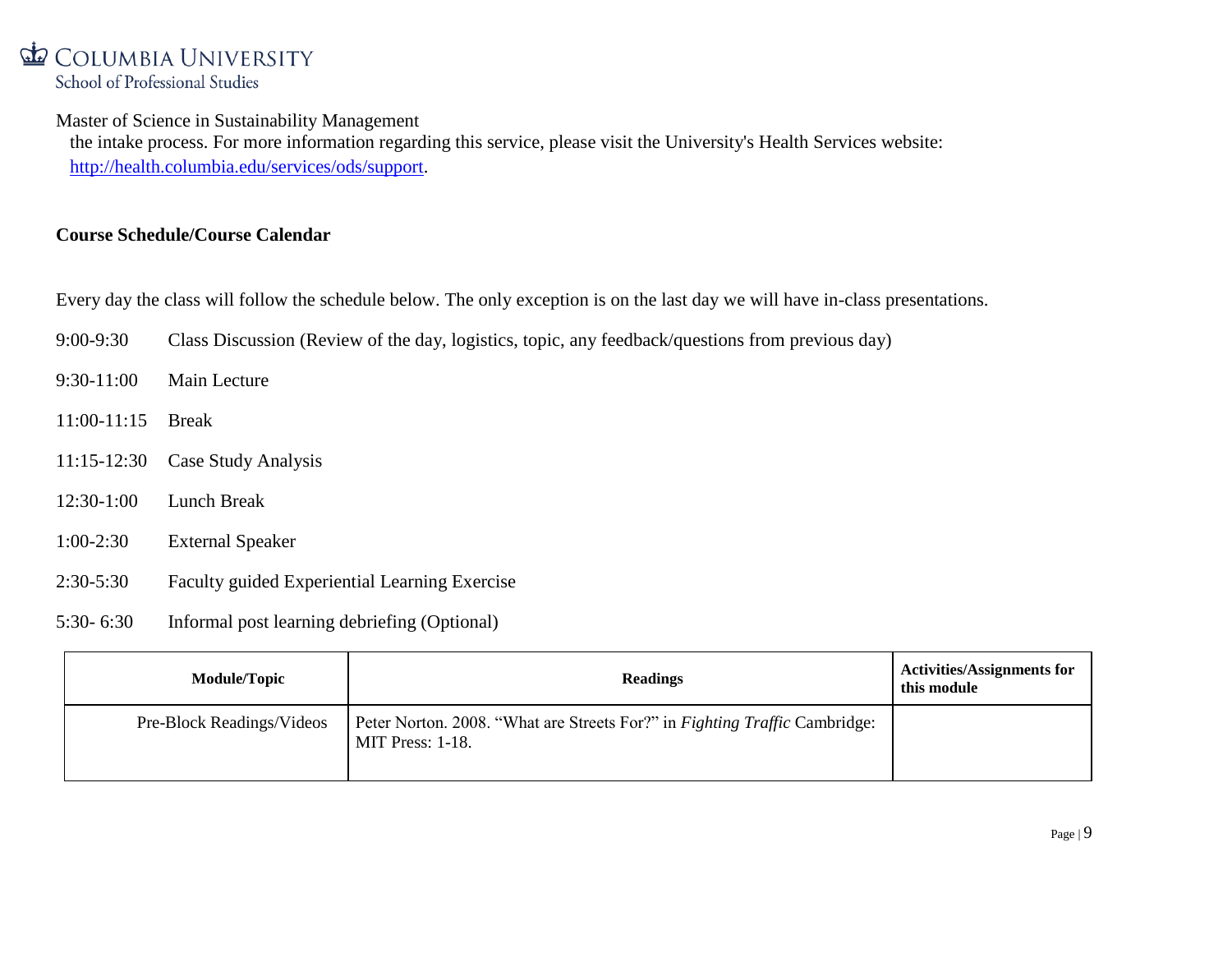the intake process. For more information regarding this service, please visit the University's Health Services website: http://health.columbia.edu/services/ods/support.

**Course Schedule/Course Calendar**

Every day the class will follow the schedule below. The only exception is on the last day we will have in-class presentations.

9:00-9:30 Class Discussion (Review of the day, logistics, topic, any feedback/questions from previous day)

9:30-11:00 Main Lecture

11:00-11:15 Break

11:15-12:30 Case Study Analysis

12:30-1:00 Lunch Break

1:00-2:30 External Speaker

2:30-5:30 Faculty guided Experiential Learning Exercise

5:30- 6:30 Informal post learning debriefing (Optional)

| Module/Topic | Readings | Activities/Assignments for this module |
|---|---|---|
| Pre-Block Readings/Videos | Peter Norton. 2008. "What are Streets For?" in *Fighting Traffic* Cambridge: MIT Press: 1-18. | |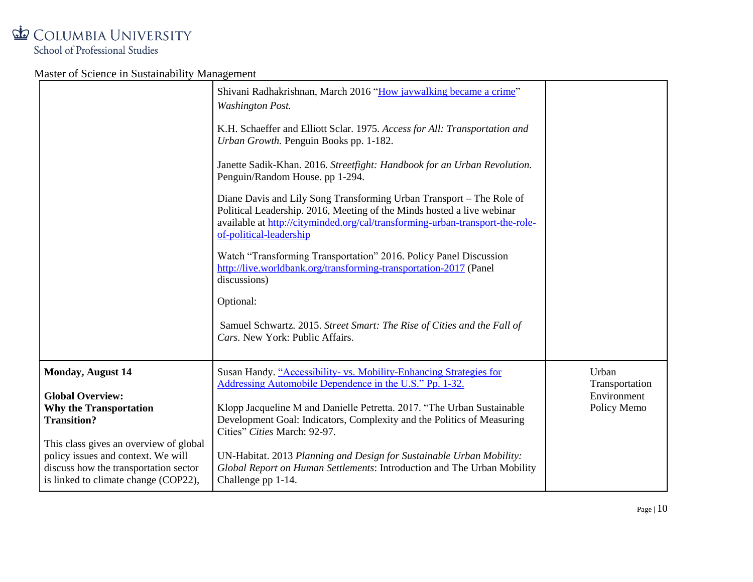| | | |
|---|---|---|
| | Shivani Radhakrishnan, March 2016 "[How jaywalking became a crime](#)" *Washington Post.*<br><br>K.H. Schaeffer and Elliott Sclar. 1975. *Access for All: Transportation and Urban Growth.* Penguin Books pp. 1-182.<br><br>Janette Sadik-Khan. 2016. *Streetfight: Handbook for an Urban Revolution.* Penguin/Random House. pp 1-294.<br><br>Diane Davis and Lily Song Transforming Urban Transport – The Role of Political Leadership. 2016, Meeting of the Minds hosted a live webinar available at http://cityminded.org/cal/transforming-urban-transport-the-role-of-political-leadership<br><br>Watch "Transforming Transportation" 2016. Policy Panel Discussion http://live.worldbank.org/transforming-transportation-2017 (Panel discussions)<br><br>Optional:<br><br>Samuel Schwartz. 2015. *Street Smart: The Rise of Cities and the Fall of Cars.* New York: Public Affairs. | |
| **Monday, August 14**<br><br>**Global Overview: Why the Transportation Transition?**<br><br>This class gives an overview of global policy issues and context. We will discuss how the transportation sector is linked to climate change (COP22), | Susan Handy. "[Accessibility- vs. Mobility-Enhancing Strategies for Addressing Automobile Dependence in the U.S." Pp. 1-32.](#)<br><br>Klopp Jacqueline M and Danielle Petretta. 2017. "The Urban Sustainable Development Goal: Indicators, Complexity and the Politics of Measuring Cities" *Cities* March: 92-97.<br><br>UN-Habitat. 2013 *Planning and Design for Sustainable Urban Mobility: Global Report on Human Settlements*: Introduction and The Urban Mobility Challenge pp 1-14. | Urban Transportation Environment Policy Memo |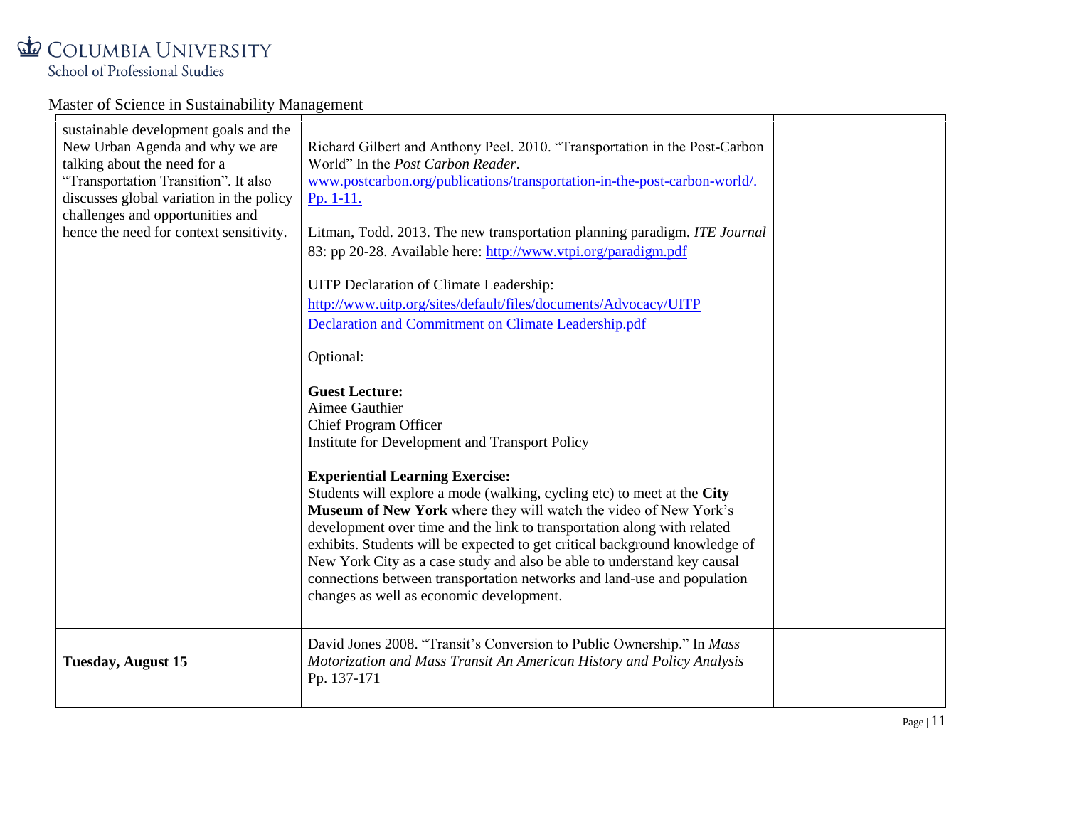| | | |
|---|---|---|
| sustainable development goals and the New Urban Agenda and why we are talking about the need for a "Transportation Transition". It also discusses global variation in the policy challenges and opportunities and hence the need for context sensitivity. | Richard Gilbert and Anthony Peel. 2010. "Transportation in the Post-Carbon World" In the *Post Carbon Reader*. www.postcarbon.org/publications/transportation-in-the-post-carbon-world/. Pp. 1-11.<br><br>Litman, Todd. 2013. The new transportation planning paradigm. *ITE Journal* 83: pp 20-28. Available here: http://www.vtpi.org/paradigm.pdf<br><br>UITP Declaration of Climate Leadership: http://www.uitp.org/sites/default/files/documents/Advocacy/UITP Declaration and Commitment on Climate Leadership.pdf<br><br>Optional:<br><br>**Guest Lecture:**<br>Aimee Gauthier<br>Chief Program Officer<br>Institute for Development and Transport Policy<br><br>**Experiential Learning Exercise:**<br>Students will explore a mode (walking, cycling etc) to meet at the **City Museum of New York** where they will watch the video of New York's development over time and the link to transportation along with related exhibits. Students will be expected to get critical background knowledge of New York City as a case study and also be able to understand key causal connections between transportation networks and land-use and population changes as well as economic development. | |
| **Tuesday, August 15** | David Jones 2008. "Transit's Conversion to Public Ownership." In *Mass Motorization and Mass Transit An American History and Policy Analysis* Pp. 137-171 | |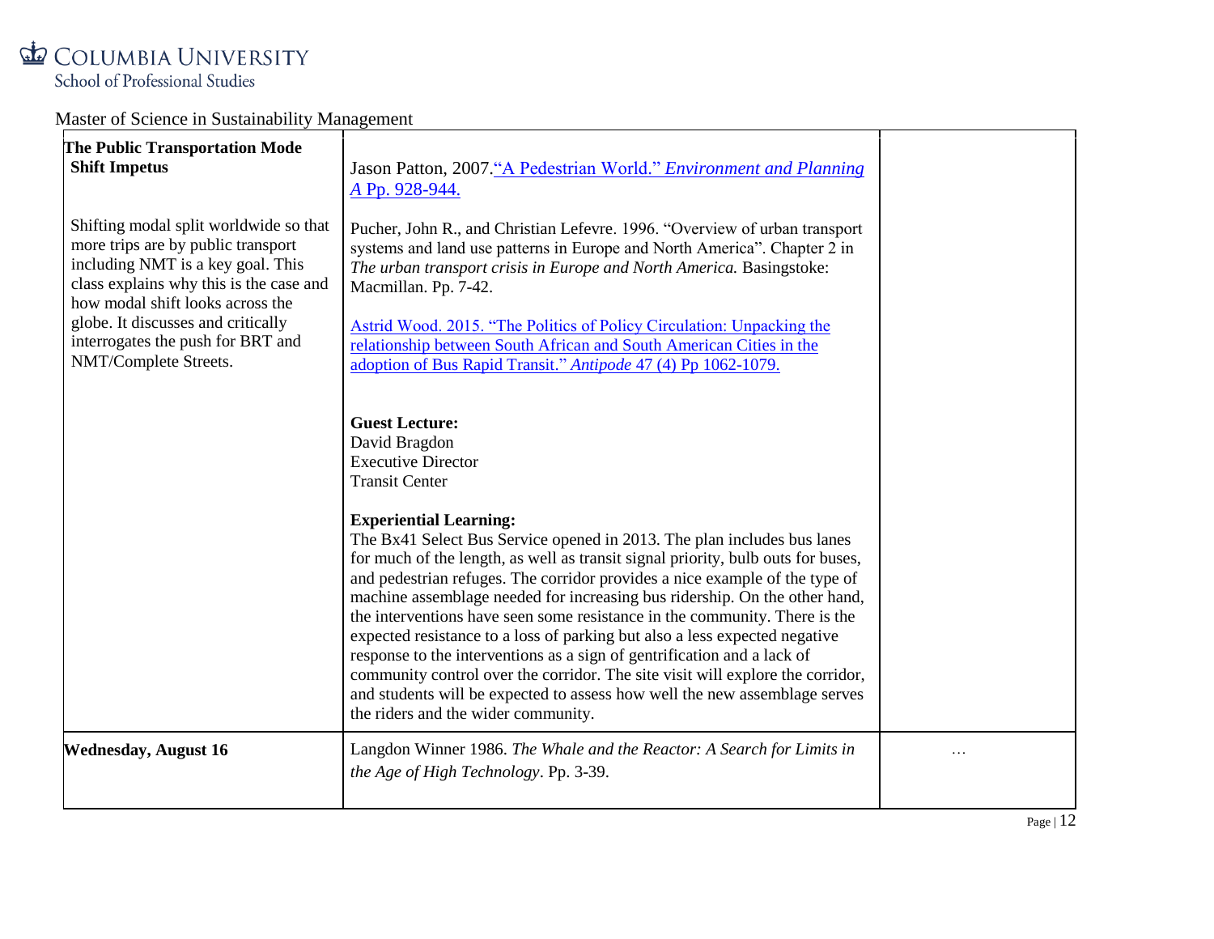Master of Science in Sustainability Management

| | | |
|---|---|---|
| **The Public Transportation Mode Shift Impetus**<br><br>Shifting modal split worldwide so that more trips are by public transport including NMT is a key goal. This class explains why this is the case and how modal shift looks across the globe. It discusses and critically interrogates the push for BRT and NMT/Complete Streets. | Jason Patton, 2007. "A Pedestrian World." *Environment and Planning A* Pp. 928-944.<br><br>Pucher, John R., and Christian Lefevre. 1996. "Overview of urban transport systems and land use patterns in Europe and North America". Chapter 2 in *The urban transport crisis in Europe and North America.* Basingstoke: Macmillan. Pp. 7-42.<br><br>Astrid Wood. 2015. "The Politics of Policy Circulation: Unpacking the relationship between South African and South American Cities in the adoption of Bus Rapid Transit." *Antipode* 47 (4) Pp 1062-1079.<br><br>**Guest Lecture:**<br>David Bragdon<br>Executive Director<br>Transit Center<br><br>**Experiential Learning:**<br>The Bx41 Select Bus Service opened in 2013. The plan includes bus lanes for much of the length, as well as transit signal priority, bulb outs for buses, and pedestrian refuges. The corridor provides a nice example of the type of machine assemblage needed for increasing bus ridership. On the other hand, the interventions have seen some resistance in the community. There is the expected resistance to a loss of parking but also a less expected negative response to the interventions as a sign of gentrification and a lack of community control over the corridor. The site visit will explore the corridor, and students will be expected to assess how well the new assemblage serves the riders and the wider community. | |
| **Wednesday, August 16** | Langdon Winner 1986. *The Whale and the Reactor: A Search for Limits in the Age of High Technology*. Pp. 3-39. | … |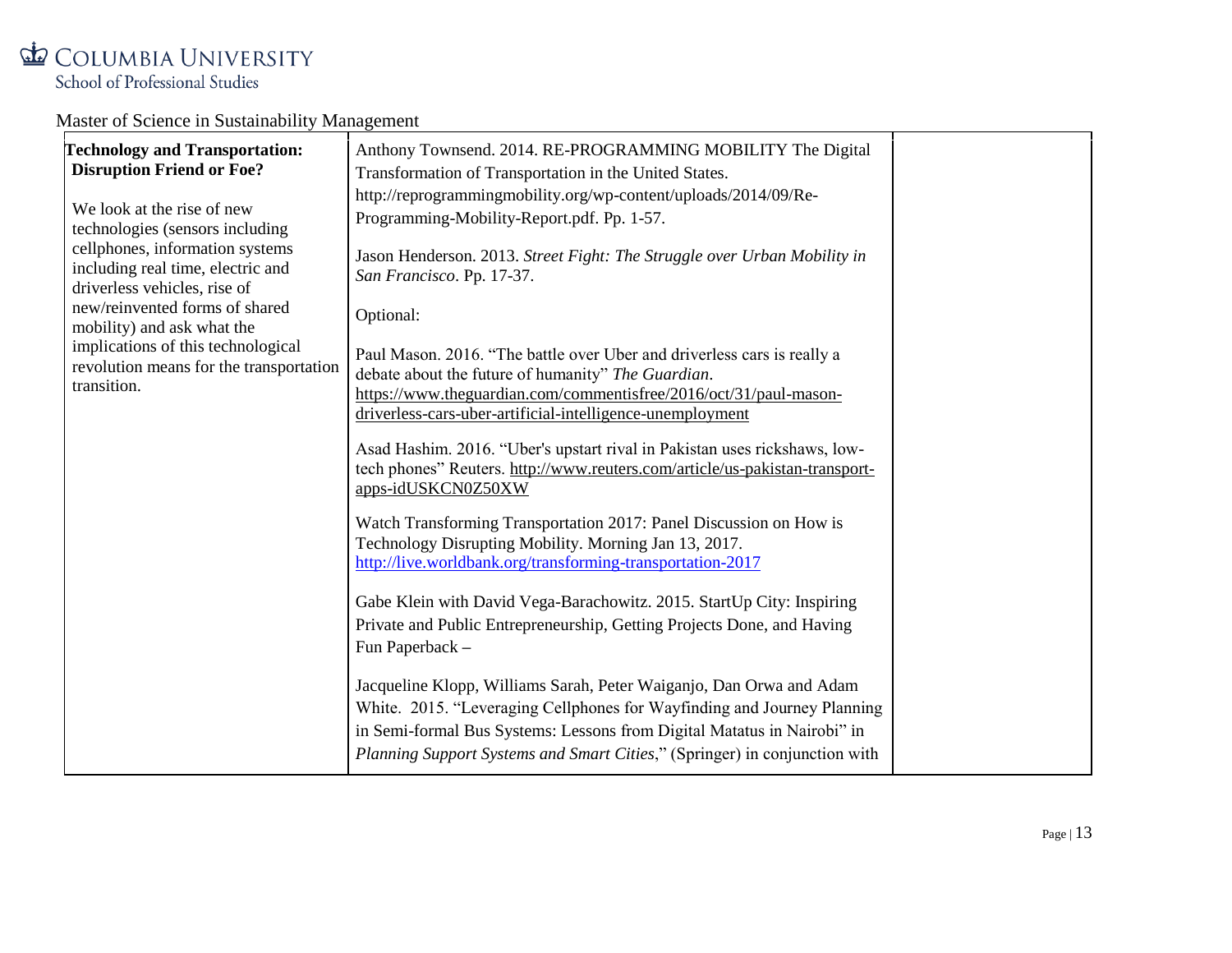Master of Science in Sustainability Management

| | | |
|---|---|---|
| **Technology and Transportation: Disruption Friend or Foe?**<br><br>We look at the rise of new technologies (sensors including cellphones, information systems including real time, electric and driverless vehicles, rise of new/reinvented forms of shared mobility) and ask what the implications of this technological revolution means for the transportation transition. | Anthony Townsend. 2014. RE-PROGRAMMING MOBILITY The Digital Transformation of Transportation in the United States. http://reprogrammingmobility.org/wp-content/uploads/2014/09/Re-Programming-Mobility-Report.pdf. Pp. 1-57.<br><br>Jason Henderson. 2013. *Street Fight: The Struggle over Urban Mobility in San Francisco*. Pp. 17-37.<br><br>Optional:<br><br>Paul Mason. 2016. "The battle over Uber and driverless cars is really a debate about the future of humanity" *The Guardian*. https://www.theguardian.com/commentisfree/2016/oct/31/paul-mason-driverless-cars-uber-artificial-intelligence-unemployment<br><br>Asad Hashim. 2016. "Uber's upstart rival in Pakistan uses rickshaws, low-tech phones" Reuters. http://www.reuters.com/article/us-pakistan-transport-apps-idUSKCN0Z50XW<br><br>Watch Transforming Transportation 2017: Panel Discussion on How is Technology Disrupting Mobility. Morning Jan 13, 2017. http://live.worldbank.org/transforming-transportation-2017<br><br>Gabe Klein with David Vega-Barachowitz. 2015. StartUp City: Inspiring Private and Public Entrepreneurship, Getting Projects Done, and Having Fun Paperback –<br><br>Jacqueline Klopp, Williams Sarah, Peter Waiganjo, Dan Orwa and Adam White. 2015. "Leveraging Cellphones for Wayfinding and Journey Planning in Semi-formal Bus Systems: Lessons from Digital Matatus in Nairobi" in *Planning Support Systems and Smart Cities*," (Springer) in conjunction with | |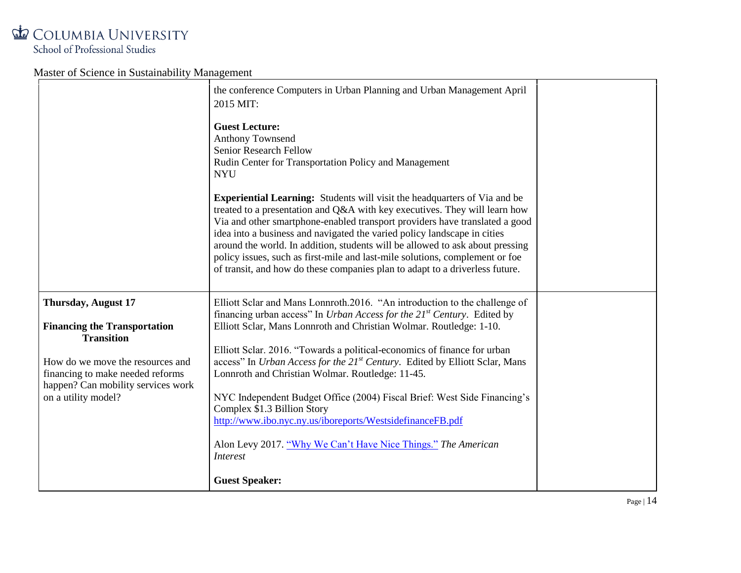| | | |
|---|---|---|
| | the conference Computers in Urban Planning and Urban Management April 2015 MIT:<br><br>**Guest Lecture:**<br>Anthony Townsend<br>Senior Research Fellow<br>Rudin Center for Transportation Policy and Management<br>NYU<br><br>**Experiential Learning:** Students will visit the headquarters of Via and be treated to a presentation and Q&A with key executives. They will learn how Via and other smartphone-enabled transport providers have translated a good idea into a business and navigated the varied policy landscape in cities around the world. In addition, students will be allowed to ask about pressing policy issues, such as first-mile and last-mile solutions, complement or foe of transit, and how do these companies plan to adapt to a driverless future. | |
| **Thursday, August 17**<br><br>**Financing the Transportation Transition**<br><br>How do we move the resources and financing to make needed reforms happen? Can mobility services work on a utility model? | Elliott Sclar and Mans Lonnroth.2016. "An introduction to the challenge of financing urban access" In *Urban Access for the 21st Century*. Edited by Elliott Sclar, Mans Lonnroth and Christian Wolmar. Routledge: 1-10.<br><br>Elliott Sclar. 2016. "Towards a political-economics of finance for urban access" In *Urban Access for the 21st Century*. Edited by Elliott Sclar, Mans Lonnroth and Christian Wolmar. Routledge: 11-45.<br><br>NYC Independent Budget Office (2004) Fiscal Brief: West Side Financing's Complex $1.3 Billion Story<br>http://www.ibo.nyc.ny.us/iboreports/WestsidefinanceFB.pdf<br><br>Alon Levy 2017. "Why We Can't Have Nice Things." *The American Interest*<br><br>**Guest Speaker:** | |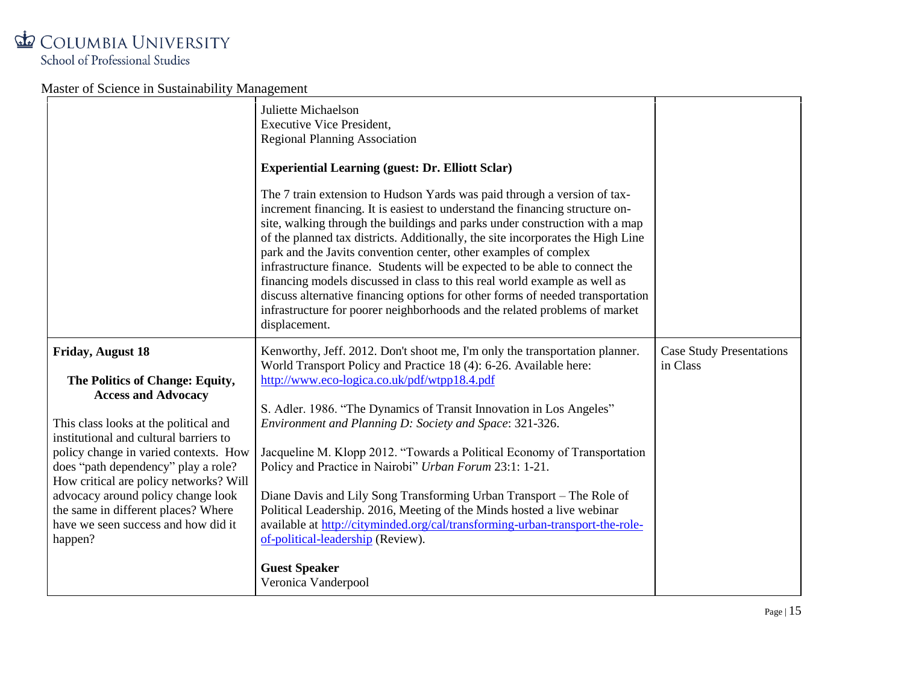| | | |
|---|---|---|
| | Juliette Michaelson<br>Executive Vice President,<br>Regional Planning Association<br><br>**Experiential Learning (guest: Dr. Elliott Sclar)**<br><br>The 7 train extension to Hudson Yards was paid through a version of tax-increment financing. It is easiest to understand the financing structure on-site, walking through the buildings and parks under construction with a map of the planned tax districts. Additionally, the site incorporates the High Line park and the Javits convention center, other examples of complex infrastructure finance. Students will be expected to be able to connect the financing models discussed in class to this real world example as well as discuss alternative financing options for other forms of needed transportation infrastructure for poorer neighborhoods and the related problems of market displacement. | |
| **Friday, August 18**<br><br>**The Politics of Change: Equity, Access and Advocacy**<br><br>This class looks at the political and institutional and cultural barriers to policy change in varied contexts. How does "path dependency" play a role? How critical are policy networks? Will advocacy around policy change look the same in different places? Where have we seen success and how did it happen? | Kenworthy, Jeff. 2012. Don't shoot me, I'm only the transportation planner. World Transport Policy and Practice 18 (4): 6-26. Available here: [http://www.eco-logica.co.uk/pdf/wtpp18.4.pdf](http://www.eco-logica.co.uk/pdf/wtpp18.4.pdf)<br><br>S. Adler. 1986. "The Dynamics of Transit Innovation in Los Angeles" *Environment and Planning D: Society and Space*: 321-326.<br><br>Jacqueline M. Klopp 2012. "Towards a Political Economy of Transportation Policy and Practice in Nairobi" *Urban Forum* 23:1: 1-21.<br><br>Diane Davis and Lily Song Transforming Urban Transport – The Role of Political Leadership. 2016, Meeting of the Minds hosted a live webinar available at [http://cityminded.org/cal/transforming-urban-transport-the-role-of-political-leadership](http://cityminded.org/cal/transforming-urban-transport-the-role-of-political-leadership) (Review).<br><br>**Guest Speaker**<br>Veronica Vanderpool | Case Study Presentations in Class |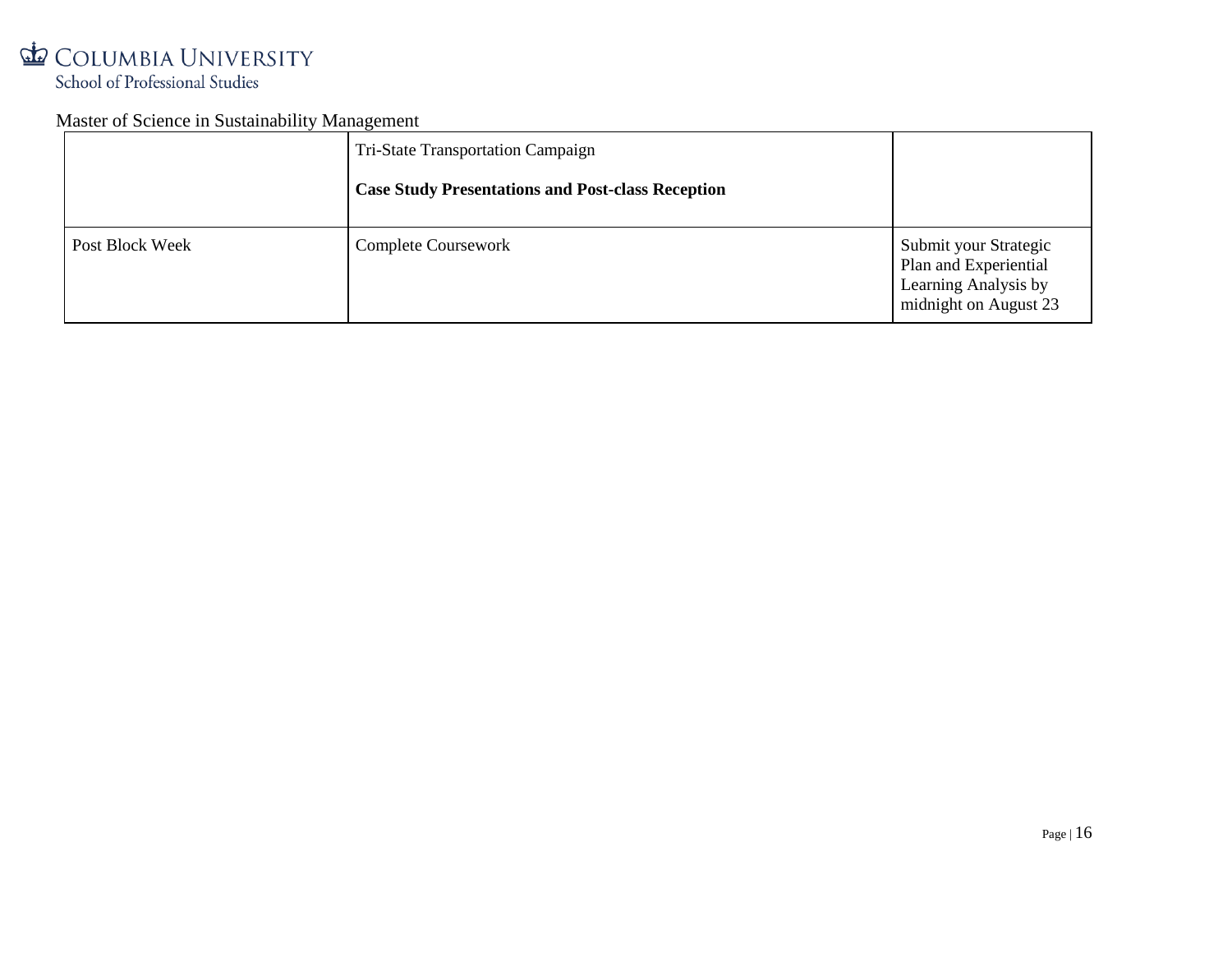| | | |
|---|---|---|
| | Tri-State Transportation Campaign<br><br>**Case Study Presentations and Post-class Reception** | |
| Post Block Week | Complete Coursework | Submit your Strategic Plan and Experiential Learning Analysis by midnight on August 23 |